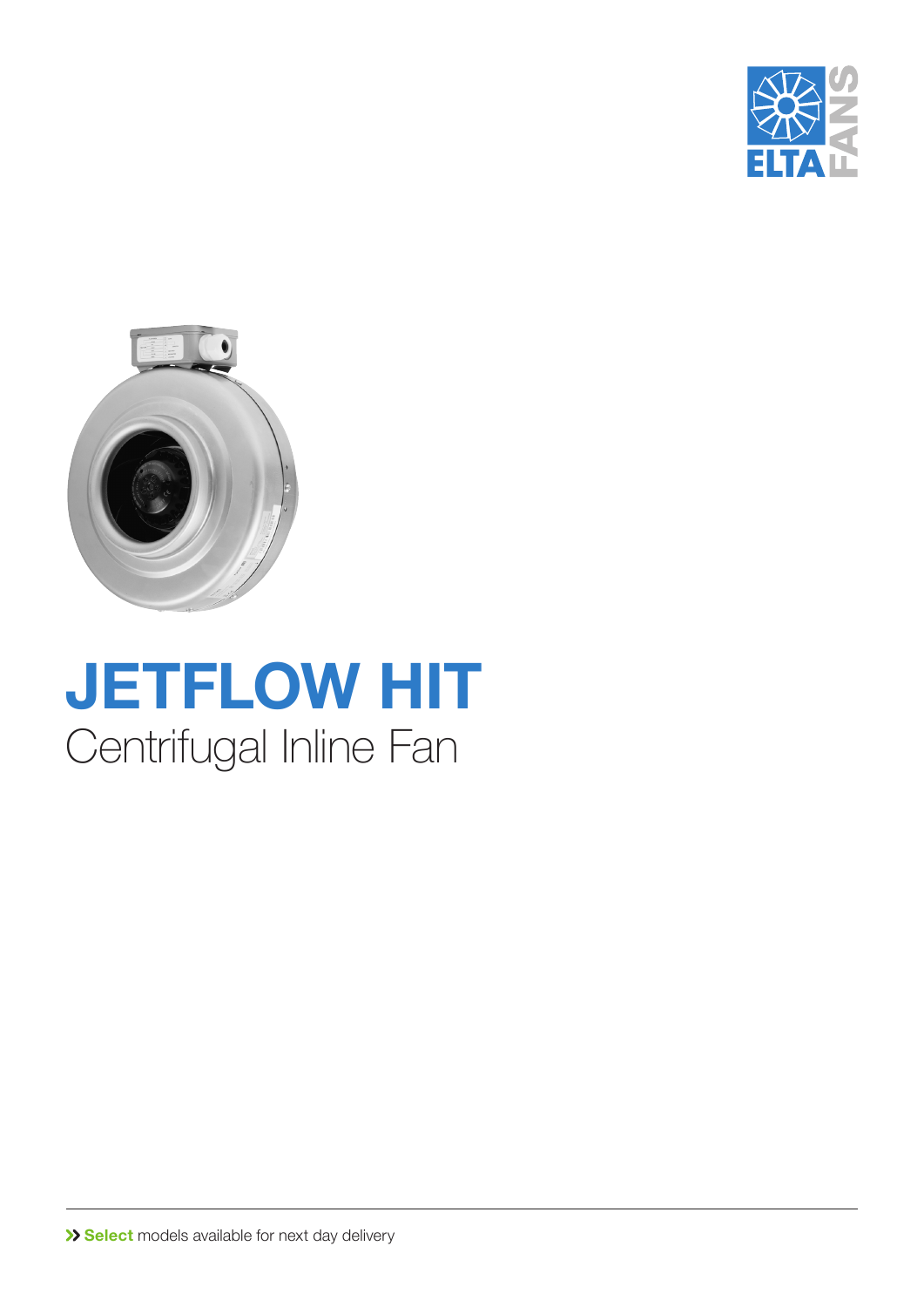# JETFLOW HIT

## Centrifugal Inline Fan

>> **Select** models available for next day delivery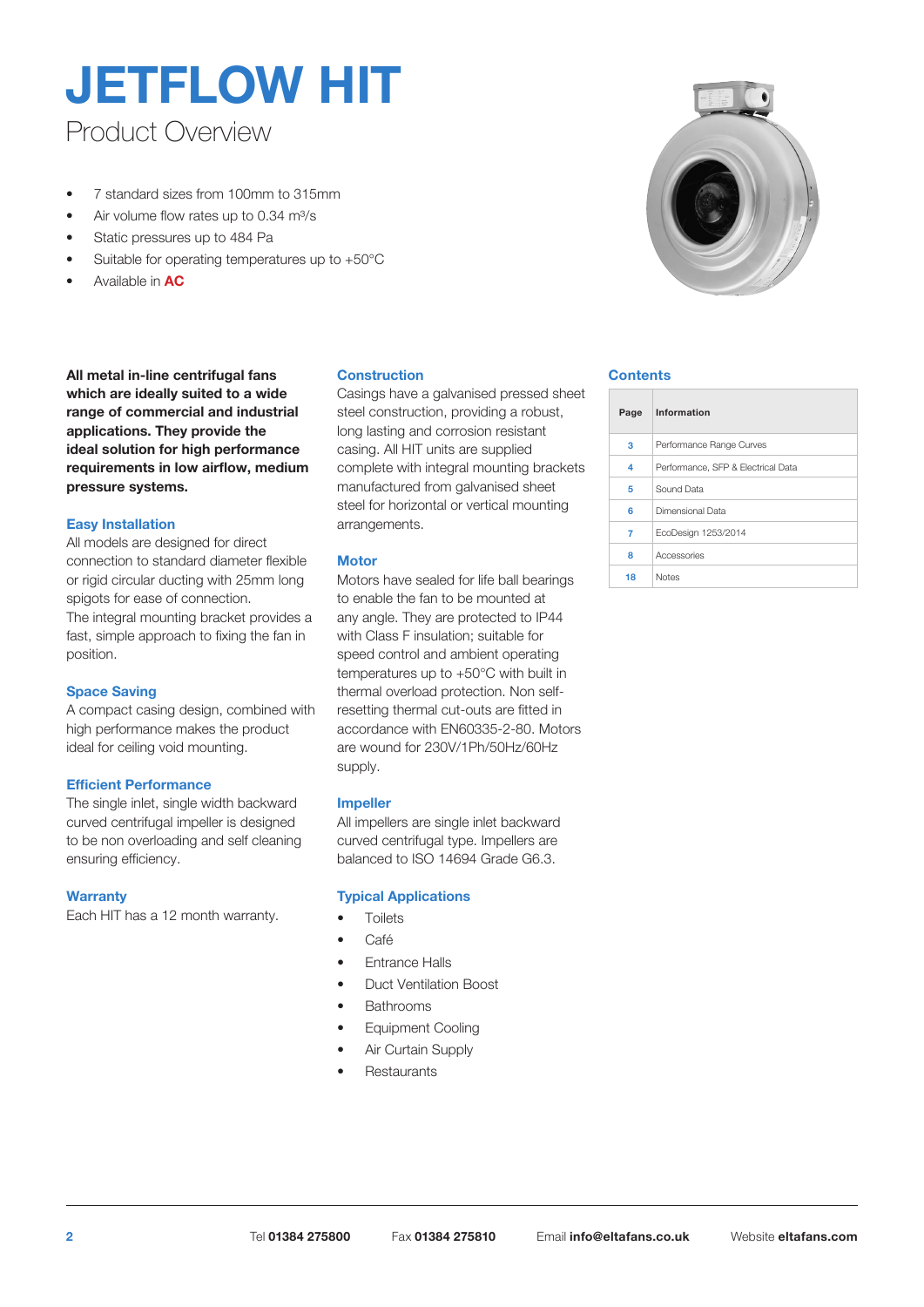# JETFLOW HIT

## Product Overview

- 7 standard sizes from 100mm to 315mm
- Air volume flow rates up to 0.34 m³/s
- Static pressures up to 484 Pa
- Suitable for operating temperatures up to +50°C
- Available in **AC**

**All metal in-line centrifugal fans which are ideally suited to a wide range of commercial and industrial applications. They provide the ideal solution for high performance requirements in low airflow, medium pressure systems.**

### Easy Installation

All models are designed for direct connection to standard diameter flexible or rigid circular ducting with 25mm long spigots for ease of connection.
The integral mounting bracket provides a fast, simple approach to fixing the fan in position.

### Space Saving

A compact casing design, combined with high performance makes the product ideal for ceiling void mounting.

### Efficient Performance

The single inlet, single width backward curved centrifugal impeller is designed to be non overloading and self cleaning ensuring efficiency.

### Warranty

Each HIT has a 12 month warranty.

### Construction

Casings have a galvanised pressed sheet steel construction, providing a robust, long lasting and corrosion resistant casing. All HIT units are supplied complete with integral mounting brackets manufactured from galvanised sheet steel for horizontal or vertical mounting arrangements.

### Motor

Motors have sealed for life ball bearings to enable the fan to be mounted at any angle. They are protected to IP44 with Class F insulation; suitable for speed control and ambient operating temperatures up to +50°C with built in thermal overload protection. Non self-resetting thermal cut-outs are fitted in accordance with EN60335-2-80. Motors are wound for 230V/1Ph/50Hz/60Hz supply.

### Impeller

All impellers are single inlet backward curved centrifugal type. Impellers are balanced to ISO 14694 Grade G6.3.

### Typical Applications

- Toilets
- Café
- Entrance Halls
- Duct Ventilation Boost
- Bathrooms
- Equipment Cooling
- Air Curtain Supply
- Restaurants

### Contents

| Page | Information |
|---|---|
| 3 | Performance Range Curves |
| 4 | Performance, SFP & Electrical Data |
| 5 | Sound Data |
| 6 | Dimensional Data |
| 7 | EcoDesign 1253/2014 |
| 8 | Accessories |
| 18 | Notes |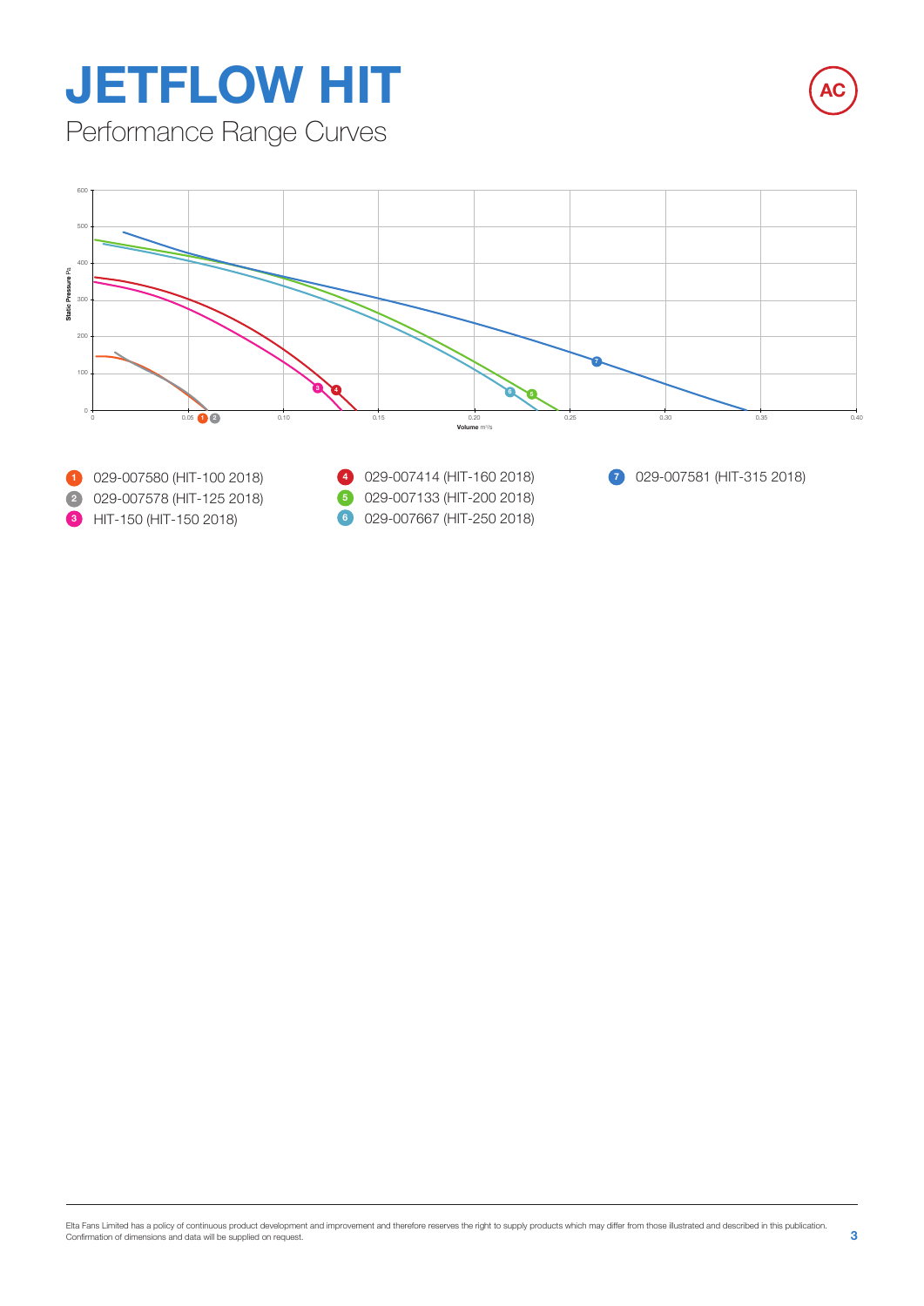# JETFLOW HIT

## Performance Range Curves

1. 029-007580 (HIT-100 2018)
2. 029-007578 (HIT-125 2018)
3. HIT-150 (HIT-150 2018)
4. 029-007414 (HIT-160 2018)
5. 029-007133 (HIT-200 2018)
6. 029-007667 (HIT-250 2018)
7. 029-007581 (HIT-315 2018)

Elta Fans Limited has a policy of continuous product development and improvement and therefore reserves the right to supply products which may differ from those illustrated and described in this publication. Confirmation of dimensions and data will be supplied on request.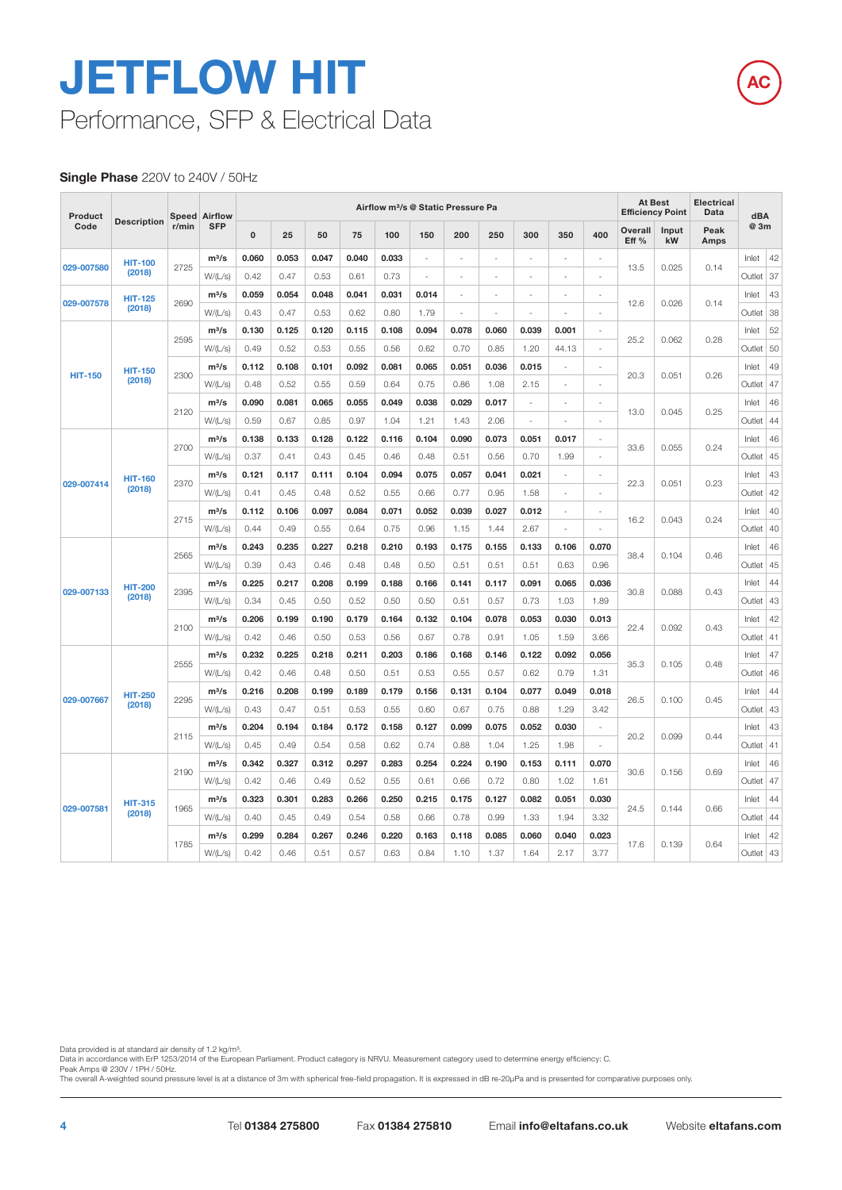# JETFLOW HIT

## Performance, SFP & Electrical Data

**Single Phase** 220V to 240V / 50Hz

| Product Code | Description | Speed r/min | Airflow SFP | Airflow m³/s @ Static Pressure Pa | | | | | | | | | | | At Best Efficiency Point | | Electrical Data | dBA @ 3m | |
|---|---|---|---|---|---|---|---|---|---|---|---|---|---|---|---|---|---|---|---|
| | | | | 0 | 25 | 50 | 75 | 100 | 150 | 200 | 250 | 300 | 350 | 400 | Overall Eff % | Input kW | Peak Amps | | |
| 029-007580 | HIT-100 (2018) | 2725 | m³/s | **0.060** | **0.053** | **0.047** | **0.040** | **0.033** | - | - | - | - | - | - | 13.5 | 0.025 | 0.14 | Inlet | 42 |
| | | | W/(L/s) | 0.42 | 0.47 | 0.53 | 0.61 | 0.73 | - | - | - | - | - | - | | | | Outlet | 37 |
| 029-007578 | HIT-125 (2018) | 2690 | m³/s | **0.059** | **0.054** | **0.048** | **0.041** | **0.031** | **0.014** | - | - | - | - | - | 12.6 | 0.026 | 0.14 | Inlet | 43 |
| | | | W/(L/s) | 0.43 | 0.47 | 0.53 | 0.62 | 0.80 | 1.79 | - | - | - | - | - | | | | Outlet | 38 |
| HIT-150 | HIT-150 (2018) | 2595 | m³/s | **0.130** | **0.125** | **0.120** | **0.115** | **0.108** | **0.094** | **0.078** | **0.060** | **0.039** | **0.001** | - | 25.2 | 0.062 | 0.28 | Inlet | 52 |
| | | | W/(L/s) | 0.49 | 0.52 | 0.53 | 0.55 | 0.56 | 0.62 | 0.70 | 0.85 | 1.20 | 44.13 | - | | | | Outlet | 50 |
| | | 2300 | m³/s | **0.112** | **0.108** | **0.101** | **0.092** | **0.081** | **0.065** | **0.051** | **0.036** | **0.015** | - | - | 20.3 | 0.051 | 0.26 | Inlet | 49 |
| | | | W/(L/s) | 0.48 | 0.52 | 0.55 | 0.59 | 0.64 | 0.75 | 0.86 | 1.08 | 2.15 | - | - | | | | Outlet | 47 |
| | | 2120 | m³/s | **0.090** | **0.081** | **0.065** | **0.055** | **0.049** | **0.038** | **0.029** | **0.017** | - | - | - | 13.0 | 0.045 | 0.25 | Inlet | 46 |
| | | | W/(L/s) | 0.59 | 0.67 | 0.85 | 0.97 | 1.04 | 1.21 | 1.43 | 2.06 | - | - | - | | | | Outlet | 44 |
| 029-007414 | HIT-160 (2018) | 2700 | m³/s | **0.138** | **0.133** | **0.128** | **0.122** | **0.116** | **0.104** | **0.090** | **0.073** | **0.051** | **0.017** | - | 33.6 | 0.055 | 0.24 | Inlet | 46 |
| | | | W/(L/s) | 0.37 | 0.41 | 0.43 | 0.45 | 0.46 | 0.48 | 0.51 | 0.56 | 0.70 | 1.99 | - | | | | Outlet | 45 |
| | | 2370 | m³/s | **0.121** | **0.117** | **0.111** | **0.104** | **0.094** | **0.075** | **0.057** | **0.041** | **0.021** | - | - | 22.3 | 0.051 | 0.23 | Inlet | 43 |
| | | | W/(L/s) | 0.41 | 0.45 | 0.48 | 0.52 | 0.55 | 0.66 | 0.77 | 0.95 | 1.58 | - | - | | | | Outlet | 42 |
| | | 2715 | m³/s | **0.112** | **0.106** | **0.097** | **0.084** | **0.071** | **0.052** | **0.039** | **0.027** | **0.012** | - | - | 16.2 | 0.043 | 0.24 | Inlet | 40 |
| | | | W/(L/s) | 0.44 | 0.49 | 0.55 | 0.64 | 0.75 | 0.96 | 1.15 | 1.44 | 2.67 | - | - | | | | Outlet | 40 |
| 029-007133 | HIT-200 (2018) | 2565 | m³/s | **0.243** | **0.235** | **0.227** | **0.218** | **0.210** | **0.193** | **0.175** | **0.155** | **0.133** | **0.106** | **0.070** | 38.4 | 0.104 | 0.46 | Inlet | 46 |
| | | | W/(L/s) | 0.39 | 0.43 | 0.46 | 0.48 | 0.48 | 0.50 | 0.51 | 0.51 | 0.51 | 0.63 | 0.96 | | | | Outlet | 45 |
| | | 2395 | m³/s | **0.225** | **0.217** | **0.208** | **0.199** | **0.188** | **0.166** | **0.141** | **0.117** | **0.091** | **0.065** | **0.036** | 30.8 | 0.088 | 0.43 | Inlet | 44 |
| | | | W/(L/s) | 0.34 | 0.45 | 0.50 | 0.52 | 0.50 | 0.50 | 0.51 | 0.57 | 0.73 | 1.03 | 1.89 | | | | Outlet | 43 |
| | | 2100 | m³/s | **0.206** | **0.199** | **0.190** | **0.179** | **0.164** | **0.132** | **0.104** | **0.078** | **0.053** | **0.030** | **0.013** | 22.4 | 0.092 | 0.43 | Inlet | 42 |
| | | | W/(L/s) | 0.42 | 0.46 | 0.50 | 0.53 | 0.56 | 0.67 | 0.78 | 0.91 | 1.05 | 1.59 | 3.66 | | | | Outlet | 41 |
| 029-007667 | HIT-250 (2018) | 2555 | m³/s | **0.232** | **0.225** | **0.218** | **0.211** | **0.203** | **0.186** | **0.168** | **0.146** | **0.122** | **0.092** | **0.056** | 35.3 | 0.105 | 0.48 | Inlet | 47 |
| | | | W/(L/s) | 0.42 | 0.46 | 0.48 | 0.50 | 0.51 | 0.53 | 0.55 | 0.57 | 0.62 | 0.79 | 1.31 | | | | Outlet | 46 |
| | | 2295 | m³/s | **0.216** | **0.208** | **0.199** | **0.189** | **0.179** | **0.156** | **0.131** | **0.104** | **0.077** | **0.049** | **0.018** | 26.5 | 0.100 | 0.45 | Inlet | 44 |
| | | | W/(L/s) | 0.43 | 0.47 | 0.51 | 0.53 | 0.55 | 0.60 | 0.67 | 0.75 | 0.88 | 1.29 | 3.42 | | | | Outlet | 43 |
| | | 2115 | m³/s | **0.204** | **0.194** | **0.184** | **0.172** | **0.158** | **0.127** | **0.099** | **0.075** | **0.052** | **0.030** | - | 20.2 | 0.099 | 0.44 | Inlet | 43 |
| | | | W/(L/s) | 0.45 | 0.49 | 0.54 | 0.58 | 0.62 | 0.74 | 0.88 | 1.04 | 1.25 | 1.98 | - | | | | Outlet | 41 |
| 029-007581 | HIT-315 (2018) | 2190 | m³/s | **0.342** | **0.327** | **0.312** | **0.297** | **0.283** | **0.254** | **0.224** | **0.190** | **0.153** | **0.111** | **0.070** | 30.6 | 0.156 | 0.69 | Inlet | 46 |
| | | | W/(L/s) | 0.42 | 0.46 | 0.49 | 0.52 | 0.55 | 0.61 | 0.66 | 0.72 | 0.80 | 1.02 | 1.61 | | | | Outlet | 47 |
| | | 1965 | m³/s | **0.323** | **0.301** | **0.283** | **0.266** | **0.250** | **0.215** | **0.175** | **0.127** | **0.082** | **0.051** | **0.030** | 24.5 | 0.144 | 0.66 | Inlet | 44 |
| | | | W/(L/s) | 0.40 | 0.45 | 0.49 | 0.54 | 0.58 | 0.66 | 0.78 | 0.99 | 1.33 | 1.94 | 3.32 | | | | Outlet | 44 |
| | | 1785 | m³/s | **0.299** | **0.284** | **0.267** | **0.246** | **0.220** | **0.163** | **0.118** | **0.085** | **0.060** | **0.040** | **0.023** | 17.6 | 0.139 | 0.64 | Inlet | 42 |
| | | | W/(L/s) | 0.42 | 0.46 | 0.51 | 0.57 | 0.63 | 0.84 | 1.10 | 1.37 | 1.64 | 2.17 | 3.77 | | | | Outlet | 43 |

Data provided is at standard air density of 1.2 kg/m³.
Data in accordance with ErP 1253/2014 of the European Parliament. Product category is NRVU. Measurement category used to determine energy efficiency: C.
Peak Amps @ 230V / 1PH / 50Hz.
The overall A-weighted sound pressure level is at a distance of 3m with spherical free-field propagation. It is expressed in dB re-20μPa and is presented for comparative purposes only.

Tel **01384 275800** Fax **01384 275810** Email **info@eltafans.co.uk** Website **eltafans.com**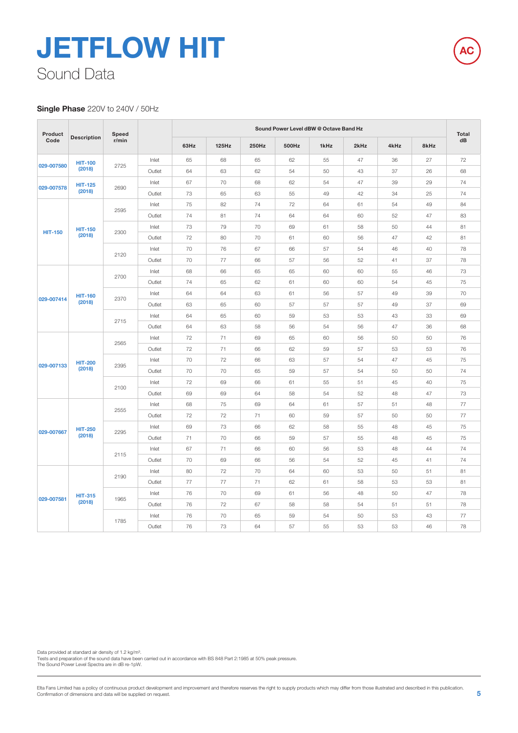# JETFLOW HIT

## Sound Data

**Single Phase** 220V to 240V / 50Hz

| Product Code | Description | Speed r/min | | Sound Power Level dBW @ Octave Band Hz | | | | | | | | Total dB |
|---|---|---|---|---|---|---|---|---|---|---|---|---|
| | | | | 63Hz | 125Hz | 250Hz | 500Hz | 1kHz | 2kHz | 4kHz | 8kHz | |
| 029-007580 | HIT-100 (2018) | 2725 | Inlet | 65 | 68 | 65 | 62 | 55 | 47 | 36 | 27 | 72 |
| | | | Outlet | 64 | 63 | 62 | 54 | 50 | 43 | 37 | 26 | 68 |
| 029-007578 | HIT-125 (2018) | 2690 | Inlet | 67 | 70 | 68 | 62 | 54 | 47 | 39 | 29 | 74 |
| | | | Outlet | 73 | 65 | 63 | 55 | 49 | 42 | 34 | 25 | 74 |
| HIT-150 | HIT-150 (2018) | 2595 | Inlet | 75 | 82 | 74 | 72 | 64 | 61 | 54 | 49 | 84 |
| | | | Outlet | 74 | 81 | 74 | 64 | 64 | 60 | 52 | 47 | 83 |
| | | 2300 | Inlet | 73 | 79 | 70 | 69 | 61 | 58 | 50 | 44 | 81 |
| | | | Outlet | 72 | 80 | 70 | 61 | 60 | 56 | 47 | 42 | 81 |
| | | 2120 | Inlet | 70 | 76 | 67 | 66 | 57 | 54 | 46 | 40 | 78 |
| | | | Outlet | 70 | 77 | 66 | 57 | 56 | 52 | 41 | 37 | 78 |
| 029-007414 | HIT-160 (2018) | 2700 | Inlet | 68 | 66 | 65 | 65 | 60 | 60 | 55 | 46 | 73 |
| | | | Outlet | 74 | 65 | 62 | 61 | 60 | 60 | 54 | 45 | 75 |
| | | 2370 | Inlet | 64 | 64 | 63 | 61 | 56 | 57 | 49 | 39 | 70 |
| | | | Outlet | 63 | 65 | 60 | 57 | 57 | 57 | 49 | 37 | 69 |
| | | 2715 | Inlet | 64 | 65 | 60 | 59 | 53 | 53 | 43 | 33 | 69 |
| | | | Outlet | 64 | 63 | 58 | 56 | 54 | 56 | 47 | 36 | 68 |
| 029-007133 | HIT-200 (2018) | 2565 | Inlet | 72 | 71 | 69 | 65 | 60 | 56 | 50 | 50 | 76 |
| | | | Outlet | 72 | 71 | 66 | 62 | 59 | 57 | 53 | 53 | 76 |
| | | 2395 | Inlet | 70 | 72 | 66 | 63 | 57 | 54 | 47 | 45 | 75 |
| | | | Outlet | 70 | 70 | 65 | 59 | 57 | 54 | 50 | 50 | 74 |
| | | 2100 | Inlet | 72 | 69 | 66 | 61 | 55 | 51 | 45 | 40 | 75 |
| | | | Outlet | 69 | 69 | 64 | 58 | 54 | 52 | 48 | 47 | 73 |
| 029-007667 | HIT-250 (2018) | 2555 | Inlet | 68 | 75 | 69 | 64 | 61 | 57 | 51 | 48 | 77 |
| | | | Outlet | 72 | 72 | 71 | 60 | 59 | 57 | 50 | 50 | 77 |
| | | 2295 | Inlet | 69 | 73 | 66 | 62 | 58 | 55 | 48 | 45 | 75 |
| | | | Outlet | 71 | 70 | 66 | 59 | 57 | 55 | 48 | 45 | 75 |
| | | 2115 | Inlet | 67 | 71 | 66 | 60 | 56 | 53 | 48 | 44 | 74 |
| | | | Outlet | 70 | 69 | 66 | 56 | 54 | 52 | 45 | 41 | 74 |
| 029-007581 | HIT-315 (2018) | 2190 | Inlet | 80 | 72 | 70 | 64 | 60 | 53 | 50 | 51 | 81 |
| | | | Outlet | 77 | 77 | 71 | 62 | 61 | 58 | 53 | 53 | 81 |
| | | 1965 | Inlet | 76 | 70 | 69 | 61 | 56 | 48 | 50 | 47 | 78 |
| | | | Outlet | 76 | 72 | 67 | 58 | 58 | 54 | 51 | 51 | 78 |
| | | 1785 | Inlet | 76 | 70 | 65 | 59 | 54 | 50 | 53 | 43 | 77 |
| | | | Outlet | 76 | 73 | 64 | 57 | 55 | 53 | 53 | 46 | 78 |

Data provided at standard air density of 1.2 kg/m³.
Tests and preparation of the sound data have been carried out in accordance with BS 848 Part 2:1985 at 50% peak pressure.
The Sound Power Level Spectra are in dB re-1pW.

Elta Fans Limited has a policy of continuous product development and improvement and therefore reserves the right to supply products which may differ from those illustrated and described in this publication. Confirmation of dimensions and data will be supplied on request.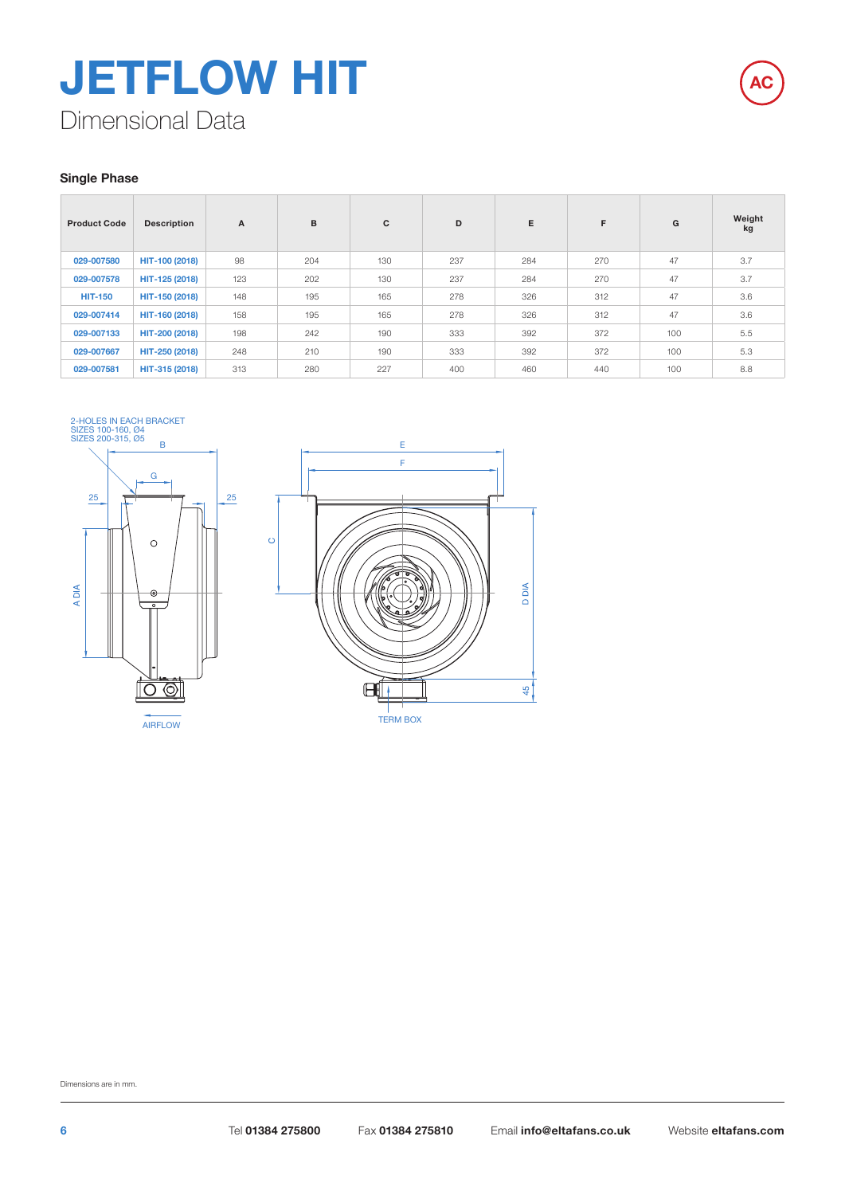# JETFLOW HIT

Dimensional Data

### Single Phase

| Product Code | Description | A | B | C | D | E | F | G | Weight kg |
|---|---|---|---|---|---|---|---|---|---|
| 029-007580 | HIT-100 (2018) | 98 | 204 | 130 | 237 | 284 | 270 | 47 | 3.7 |
| 029-007578 | HIT-125 (2018) | 123 | 202 | 130 | 237 | 284 | 270 | 47 | 3.7 |
| HIT-150 | HIT-150 (2018) | 148 | 195 | 165 | 278 | 326 | 312 | 47 | 3.6 |
| 029-007414 | HIT-160 (2018) | 158 | 195 | 165 | 278 | 326 | 312 | 47 | 3.6 |
| 029-007133 | HIT-200 (2018) | 198 | 242 | 190 | 333 | 392 | 372 | 100 | 5.5 |
| 029-007667 | HIT-250 (2018) | 248 | 210 | 190 | 333 | 392 | 372 | 100 | 5.3 |
| 029-007581 | HIT-315 (2018) | 313 | 280 | 227 | 400 | 460 | 440 | 100 | 8.8 |

2-HOLES IN EACH BRACKET
SIZES 100-160, Ø4
SIZES 200-315, Ø5

B, G, 25, 25, A DIA, AIRFLOW

E, F, C, D DIA, 45, TERM BOX

Dimensions are in mm.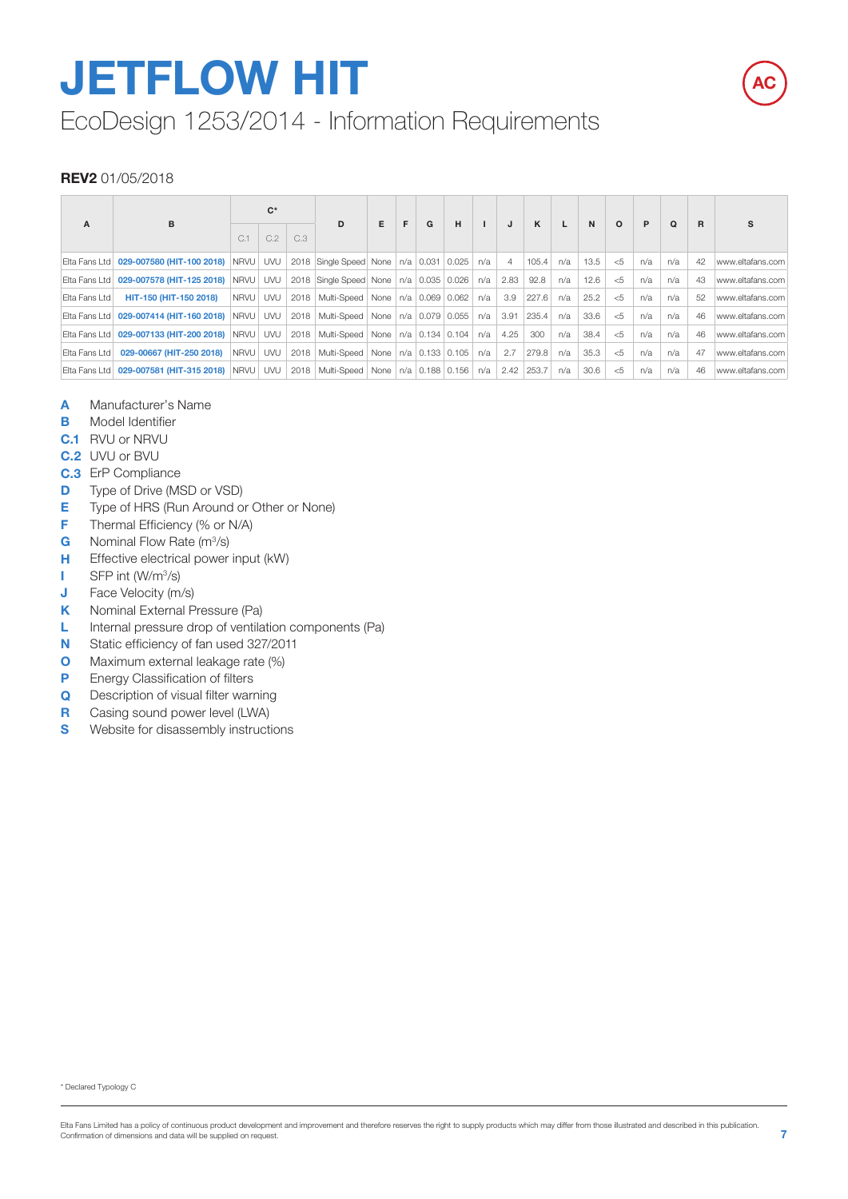# JETFLOW HIT

## EcoDesign 1253/2014 - Information Requirements

**REV2** 01/05/2018

| A | B | C* | | | D | E | F | G | H | I | J | K | L | N | O | P | Q | R | S |
|---|---|---|---|---|---|---|---|---|---|---|---|---|---|---|---|---|---|---|---|
| | | C.1 | C.2 | C.3 | | | | | | | | | | | | | | | |
| Elta Fans Ltd | 029-007580 (HIT-100 2018) | NRVU | UVU | 2018 | Single Speed | None | n/a | 0.031 | 0.025 | n/a | 4 | 105.4 | n/a | 13.5 | <5 | n/a | n/a | 42 | www.eltafans.com |
| Elta Fans Ltd | 029-007578 (HIT-125 2018) | NRVU | UVU | 2018 | Single Speed | None | n/a | 0.035 | 0.026 | n/a | 2.83 | 92.8 | n/a | 12.6 | <5 | n/a | n/a | 43 | www.eltafans.com |
| Elta Fans Ltd | HIT-150 (HIT-150 2018) | NRVU | UVU | 2018 | Multi-Speed | None | n/a | 0.069 | 0.062 | n/a | 3.9 | 227.6 | n/a | 25.2 | <5 | n/a | n/a | 52 | www.eltafans.com |
| Elta Fans Ltd | 029-007414 (HIT-160 2018) | NRVU | UVU | 2018 | Multi-Speed | None | n/a | 0.079 | 0.055 | n/a | 3.91 | 235.4 | n/a | 33.6 | <5 | n/a | n/a | 46 | www.eltafans.com |
| Elta Fans Ltd | 029-007133 (HIT-200 2018) | NRVU | UVU | 2018 | Multi-Speed | None | n/a | 0.134 | 0.104 | n/a | 4.25 | 300 | n/a | 38.4 | <5 | n/a | n/a | 46 | www.eltafans.com |
| Elta Fans Ltd | 029-00667 (HIT-250 2018) | NRVU | UVU | 2018 | Multi-Speed | None | n/a | 0.133 | 0.105 | n/a | 2.7 | 279.8 | n/a | 35.3 | <5 | n/a | n/a | 47 | www.eltafans.com |
| Elta Fans Ltd | 029-007581 (HIT-315 2018) | NRVU | UVU | 2018 | Multi-Speed | None | n/a | 0.188 | 0.156 | n/a | 2.42 | 253.7 | n/a | 30.6 | <5 | n/a | n/a | 46 | www.eltafans.com |

**A** Manufacturer's Name
**B** Model Identifier
**C.1** RVU or NRVU
**C.2** UVU or BVU
**C.3** ErP Compliance
**D** Type of Drive (MSD or VSD)
**E** Type of HRS (Run Around or Other or None)
**F** Thermal Efficiency (% or N/A)
**G** Nominal Flow Rate ($m^3/s$)
**H** Effective electrical power input (kW)
**I** SFP int ($W/m^3/s$)
**J** Face Velocity (m/s)
**K** Nominal External Pressure (Pa)
**L** Internal pressure drop of ventilation components (Pa)
**N** Static efficiency of fan used 327/2011
**O** Maximum external leakage rate (%)
**P** Energy Classification of filters
**Q** Description of visual filter warning
**R** Casing sound power level (LWA)
**S** Website for disassembly instructions

\* Declared Typology C

Elta Fans Limited has a policy of continuous product development and improvement and therefore reserves the right to supply products which may differ from those illustrated and described in this publication. Confirmation of dimensions and data will be supplied on request.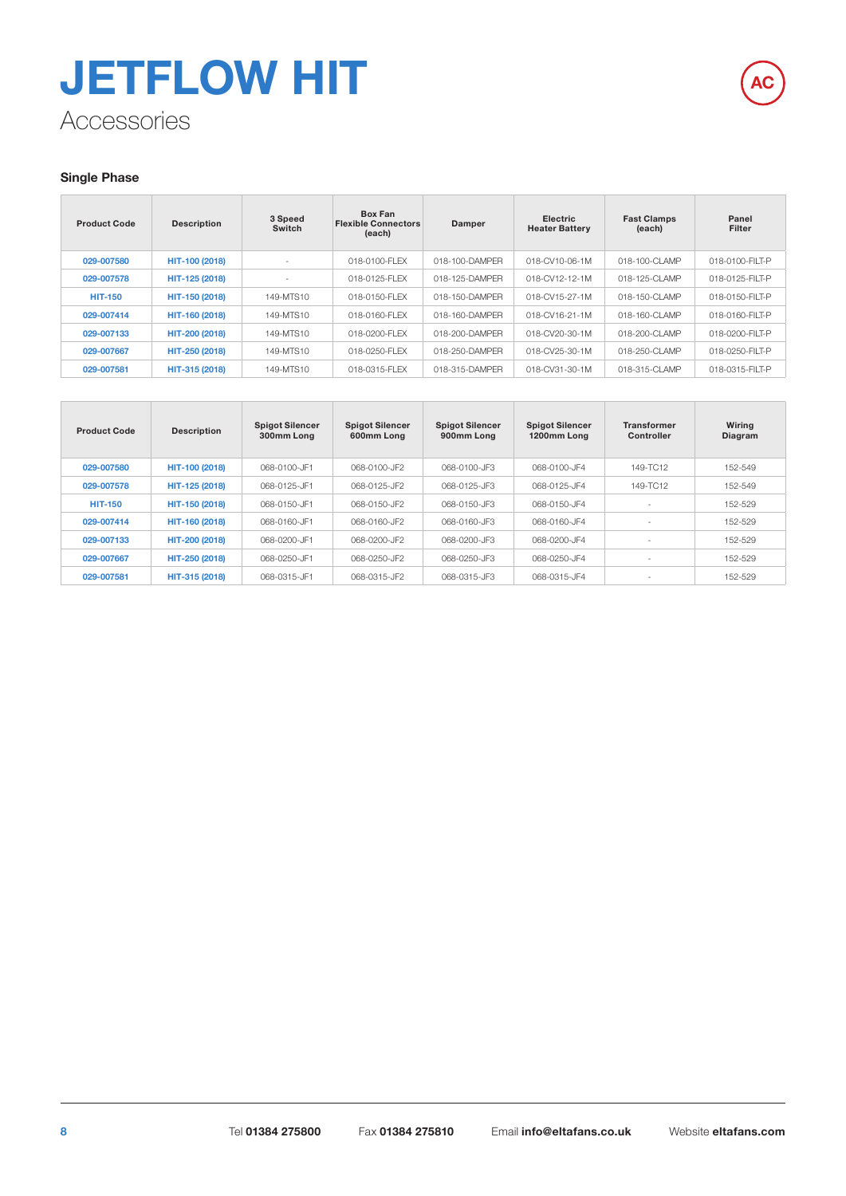# JETFLOW HIT

## Accessories

### Single Phase

| Product Code | Description | 3 Speed Switch | Box Fan Flexible Connectors (each) | Damper | Electric Heater Battery | Fast Clamps (each) | Panel Filter |
|---|---|---|---|---|---|---|---|
| 029-007580 | HIT-100 (2018) | - | 018-0100-FLEX | 018-100-DAMPER | 018-CV10-06-1M | 018-100-CLAMP | 018-0100-FILT-P |
| 029-007578 | HIT-125 (2018) | - | 018-0125-FLEX | 018-125-DAMPER | 018-CV12-12-1M | 018-125-CLAMP | 018-0125-FILT-P |
| HIT-150 | HIT-150 (2018) | 149-MTS10 | 018-0150-FLEX | 018-150-DAMPER | 018-CV15-27-1M | 018-150-CLAMP | 018-0150-FILT-P |
| 029-007414 | HIT-160 (2018) | 149-MTS10 | 018-0160-FLEX | 018-160-DAMPER | 018-CV16-21-1M | 018-160-CLAMP | 018-0160-FILT-P |
| 029-007133 | HIT-200 (2018) | 149-MTS10 | 018-0200-FLEX | 018-200-DAMPER | 018-CV20-30-1M | 018-200-CLAMP | 018-0200-FILT-P |
| 029-007667 | HIT-250 (2018) | 149-MTS10 | 018-0250-FLEX | 018-250-DAMPER | 018-CV25-30-1M | 018-250-CLAMP | 018-0250-FILT-P |
| 029-007581 | HIT-315 (2018) | 149-MTS10 | 018-0315-FLEX | 018-315-DAMPER | 018-CV31-30-1M | 018-315-CLAMP | 018-0315-FILT-P |

| Product Code | Description | Spigot Silencer 300mm Long | Spigot Silencer 600mm Long | Spigot Silencer 900mm Long | Spigot Silencer 1200mm Long | Transformer Controller | Wiring Diagram |
|---|---|---|---|---|---|---|---|
| 029-007580 | HIT-100 (2018) | 068-0100-JF1 | 068-0100-JF2 | 068-0100-JF3 | 068-0100-JF4 | 149-TC12 | 152-549 |
| 029-007578 | HIT-125 (2018) | 068-0125-JF1 | 068-0125-JF2 | 068-0125-JF3 | 068-0125-JF4 | 149-TC12 | 152-549 |
| HIT-150 | HIT-150 (2018) | 068-0150-JF1 | 068-0150-JF2 | 068-0150-JF3 | 068-0150-JF4 | - | 152-529 |
| 029-007414 | HIT-160 (2018) | 068-0160-JF1 | 068-0160-JF2 | 068-0160-JF3 | 068-0160-JF4 | - | 152-529 |
| 029-007133 | HIT-200 (2018) | 068-0200-JF1 | 068-0200-JF2 | 068-0200-JF3 | 068-0200-JF4 | - | 152-529 |
| 029-007667 | HIT-250 (2018) | 068-0250-JF1 | 068-0250-JF2 | 068-0250-JF3 | 068-0250-JF4 | - | 152-529 |
| 029-007581 | HIT-315 (2018) | 068-0315-JF1 | 068-0315-JF2 | 068-0315-JF3 | 068-0315-JF4 | - | 152-529 |

Tel **01384 275800** Fax **01384 275810** Email **info@eltafans.co.uk** Website **eltafans.com**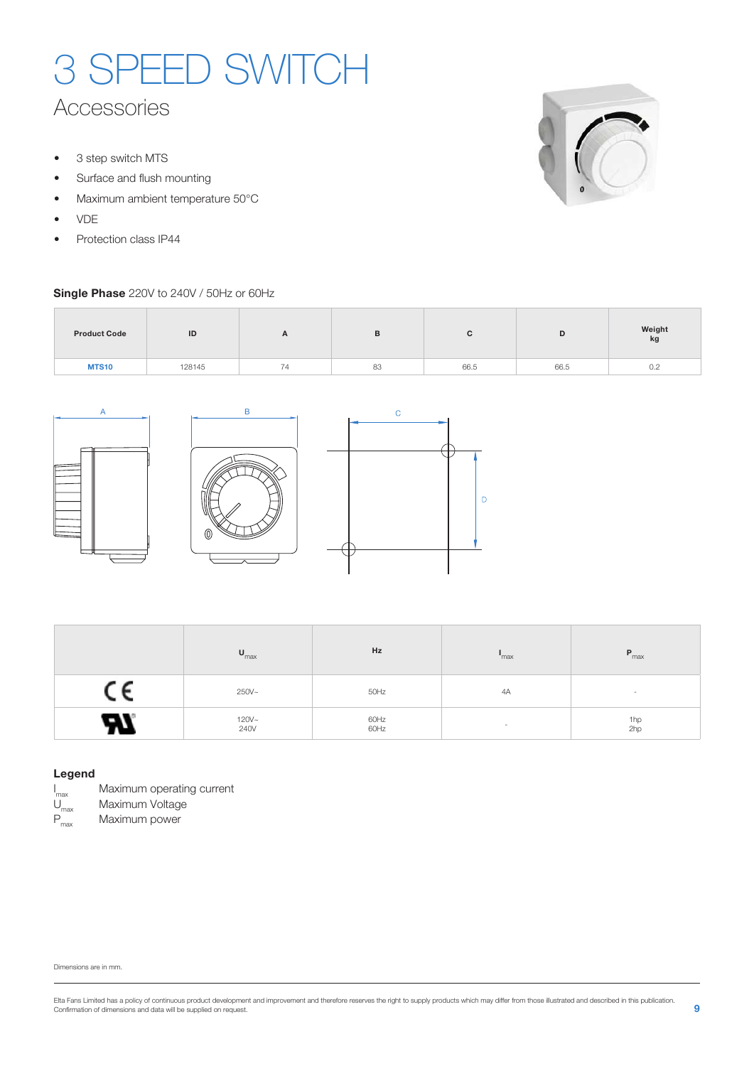# 3 SPEED SWITCH

## Accessories

- 3 step switch MTS
- Surface and flush mounting
- Maximum ambient temperature 50°C
- VDE
- Protection class IP44

**Single Phase** 220V to 240V / 50Hz or 60Hz

| Product Code | ID | A | B | C | D | Weight kg |
|---|---|---|---|---|---|---|
| **MTS10** | 128145 | 74 | 83 | 66.5 | 66.5 | 0.2 |

| | $U_{max}$ | Hz | $I_{max}$ | $P_{max}$ |
|---|---|---|---|---|
| CE | 250V~ | 50Hz | 4A | - |
| UL | 120V~<br>240V | 60Hz<br>60Hz | - | 1hp<br>2hp |

### Legend

$I_{max}$ Maximum operating current
$U_{max}$ Maximum Voltage
$P_{max}$ Maximum power

Dimensions are in mm.

Elta Fans Limited has a policy of continuous product development and improvement and therefore reserves the right to supply products which may differ from those illustrated and described in this publication. Confirmation of dimensions and data will be supplied on request.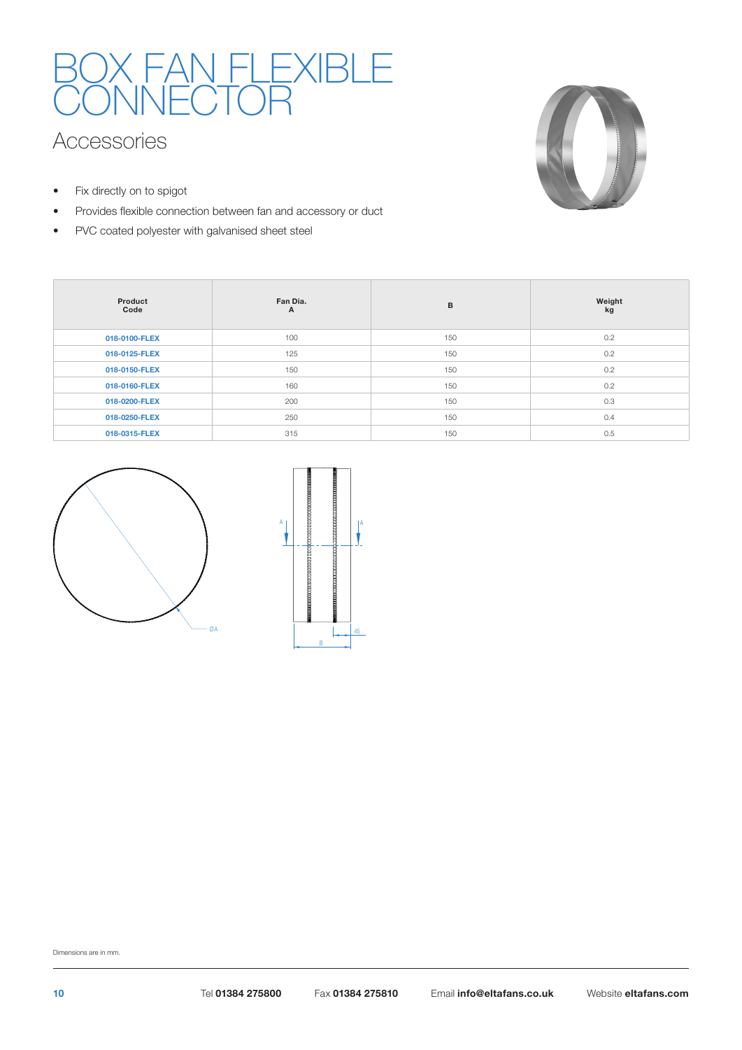# BOX FAN FLEXIBLE CONNECTOR

## Accessories

- Fix directly on to spigot
- Provides flexible connection between fan and accessory or duct
- PVC coated polyester with galvanised sheet steel

| Product Code | Fan Dia. A | B | Weight kg |
|---|---|---|---|
| 018-0100-FLEX | 100 | 150 | 0.2 |
| 018-0125-FLEX | 125 | 150 | 0.2 |
| 018-0150-FLEX | 150 | 150 | 0.2 |
| 018-0160-FLEX | 160 | 150 | 0.2 |
| 018-0200-FLEX | 200 | 150 | 0.3 |
| 018-0250-FLEX | 250 | 150 | 0.4 |
| 018-0315-FLEX | 315 | 150 | 0.5 |

Dimensions are in mm.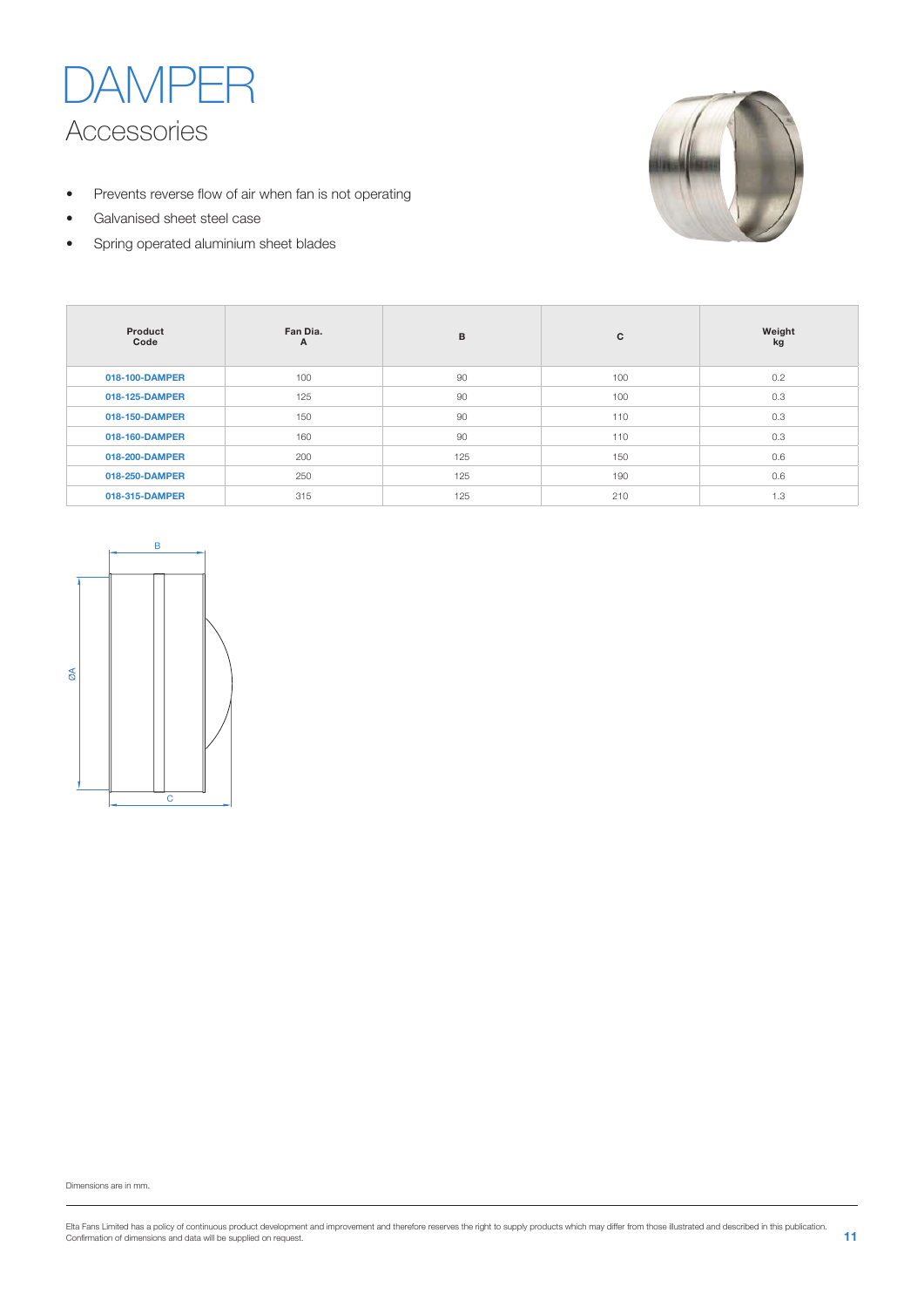# DAMPER

## Accessories

- Prevents reverse flow of air when fan is not operating
- Galvanised sheet steel case
- Spring operated aluminium sheet blades

| Product Code | Fan Dia. A | B | C | Weight kg |
|---|---|---|---|---|
| 018-100-DAMPER | 100 | 90 | 100 | 0.2 |
| 018-125-DAMPER | 125 | 90 | 100 | 0.3 |
| 018-150-DAMPER | 150 | 90 | 110 | 0.3 |
| 018-160-DAMPER | 160 | 90 | 110 | 0.3 |
| 018-200-DAMPER | 200 | 125 | 150 | 0.6 |
| 018-250-DAMPER | 250 | 125 | 190 | 0.6 |
| 018-315-DAMPER | 315 | 125 | 210 | 1.3 |

Dimensions are in mm.

Elta Fans Limited has a policy of continuous product development and improvement and therefore reserves the right to supply products which may differ from those illustrated and described in this publication. Confirmation of dimensions and data will be supplied on request.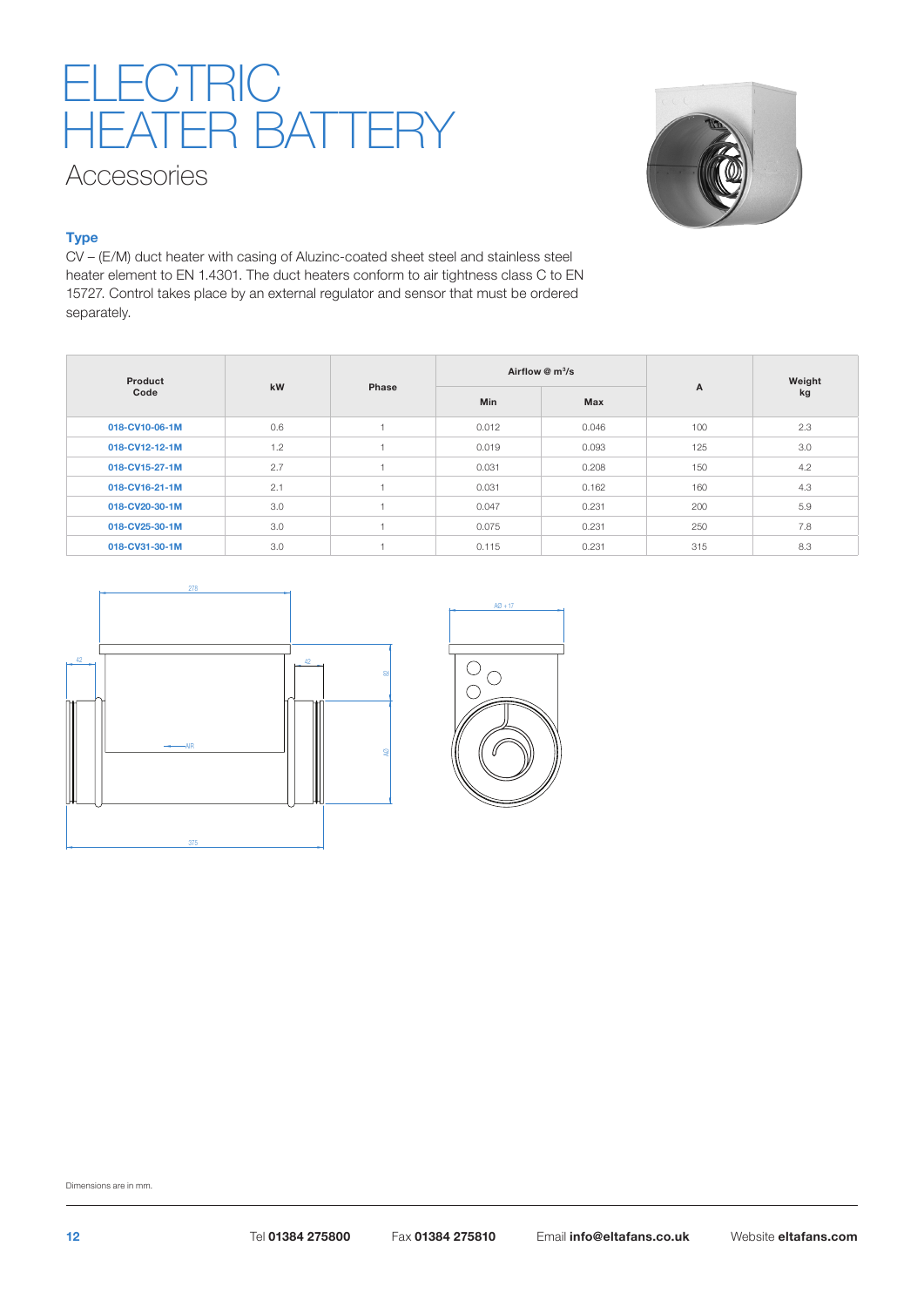# ELECTRIC HEATER BATTERY

## Accessories

### Type

CV – (E/M) duct heater with casing of Aluzinc-coated sheet steel and stainless steel heater element to EN 1.4301. The duct heaters conform to air tightness class C to EN 15727. Control takes place by an external regulator and sensor that must be ordered separately.

| Product Code | kW | Phase | Airflow @ m³/s | | A | Weight kg |
|---|---|---|---|---|---|---|
| | | | Min | Max | | |
| 018-CV10-06-1M | 0.6 | 1 | 0.012 | 0.046 | 100 | 2.3 |
| 018-CV12-12-1M | 1.2 | 1 | 0.019 | 0.093 | 125 | 3.0 |
| 018-CV15-27-1M | 2.7 | 1 | 0.031 | 0.208 | 150 | 4.2 |
| 018-CV16-21-1M | 2.1 | 1 | 0.031 | 0.162 | 160 | 4.3 |
| 018-CV20-30-1M | 3.0 | 1 | 0.047 | 0.231 | 200 | 5.9 |
| 018-CV25-30-1M | 3.0 | 1 | 0.075 | 0.231 | 250 | 7.8 |
| 018-CV31-30-1M | 3.0 | 1 | 0.115 | 0.231 | 315 | 8.3 |

Dimensions are in mm.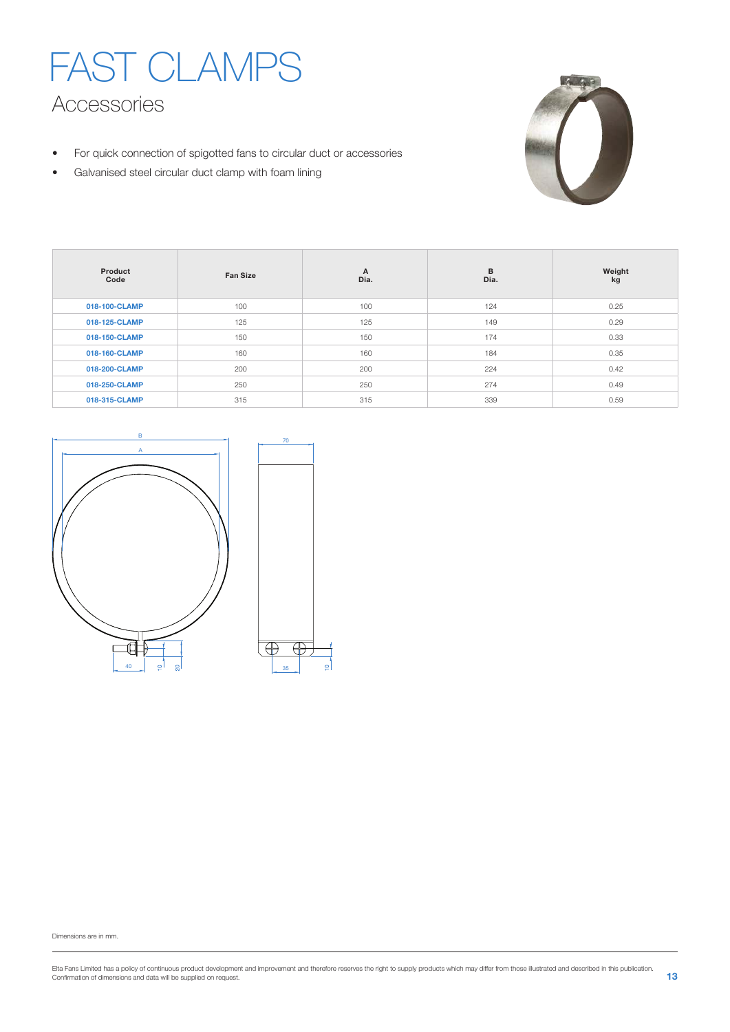# FAST CLAMPS

## Accessories

- For quick connection of spigotted fans to circular duct or accessories
- Galvanised steel circular duct clamp with foam lining

| Product Code | Fan Size | A Dia. | B Dia. | Weight kg |
|---|---|---|---|---|
| 018-100-CLAMP | 100 | 100 | 124 | 0.25 |
| 018-125-CLAMP | 125 | 125 | 149 | 0.29 |
| 018-150-CLAMP | 150 | 150 | 174 | 0.33 |
| 018-160-CLAMP | 160 | 160 | 184 | 0.35 |
| 018-200-CLAMP | 200 | 200 | 224 | 0.42 |
| 018-250-CLAMP | 250 | 250 | 274 | 0.49 |
| 018-315-CLAMP | 315 | 315 | 339 | 0.59 |

Dimensions are in mm.

Elta Fans Limited has a policy of continuous product development and improvement and therefore reserves the right to supply products which may differ from those illustrated and described in this publication. Confirmation of dimensions and data will be supplied on request.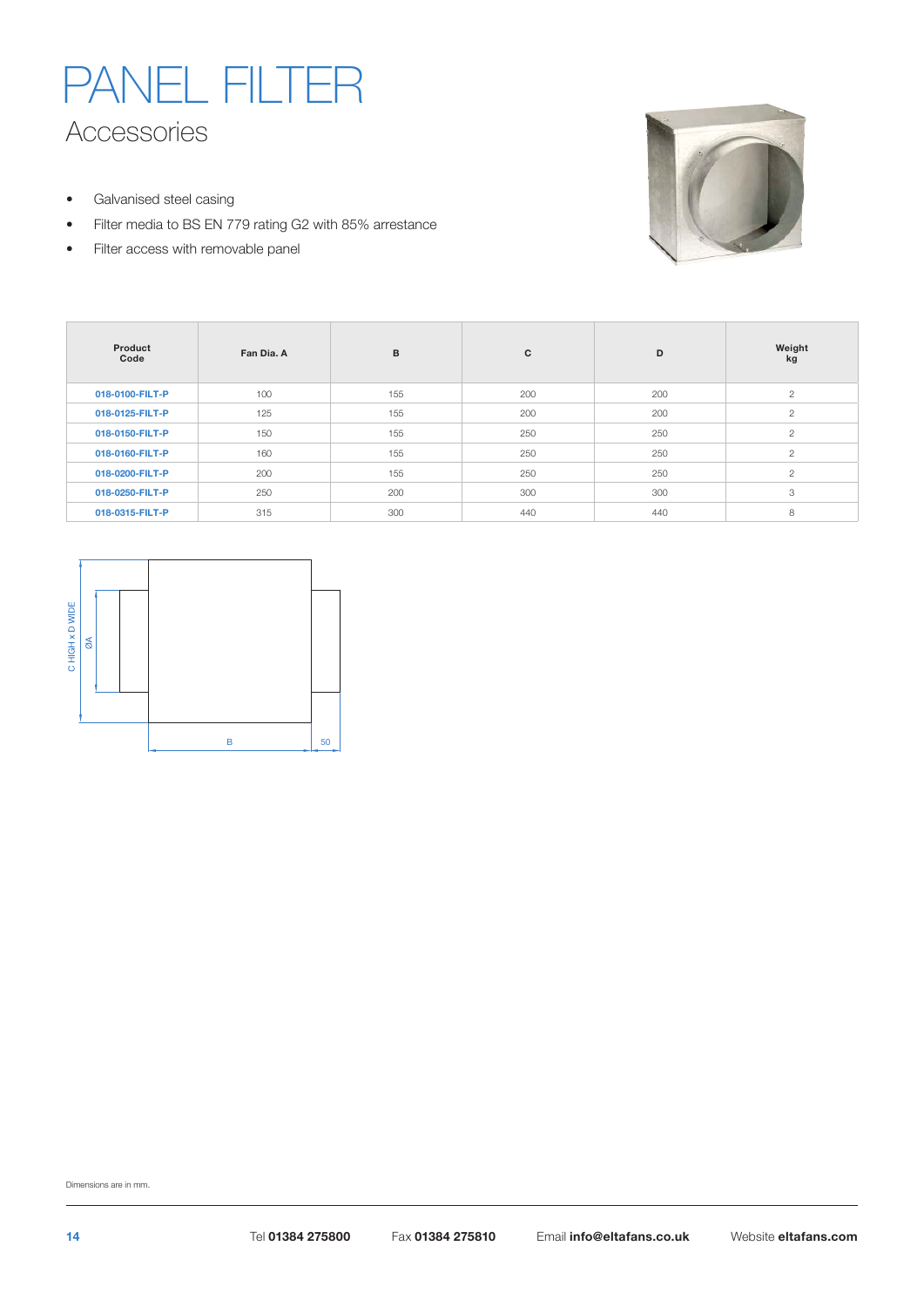# PANEL FILTER

## Accessories

- Galvanised steel casing
- Filter media to BS EN 779 rating G2 with 85% arrestance
- Filter access with removable panel

| Product Code | Fan Dia. A | B | C | D | Weight kg |
|---|---|---|---|---|---|
| 018-0100-FILT-P | 100 | 155 | 200 | 200 | 2 |
| 018-0125-FILT-P | 125 | 155 | 200 | 200 | 2 |
| 018-0150-FILT-P | 150 | 155 | 250 | 250 | 2 |
| 018-0160-FILT-P | 160 | 155 | 250 | 250 | 2 |
| 018-0200-FILT-P | 200 | 155 | 250 | 250 | 2 |
| 018-0250-FILT-P | 250 | 200 | 300 | 300 | 3 |
| 018-0315-FILT-P | 315 | 300 | 440 | 440 | 8 |

C HIGH x D WIDE

ØA

B

50

Dimensions are in mm.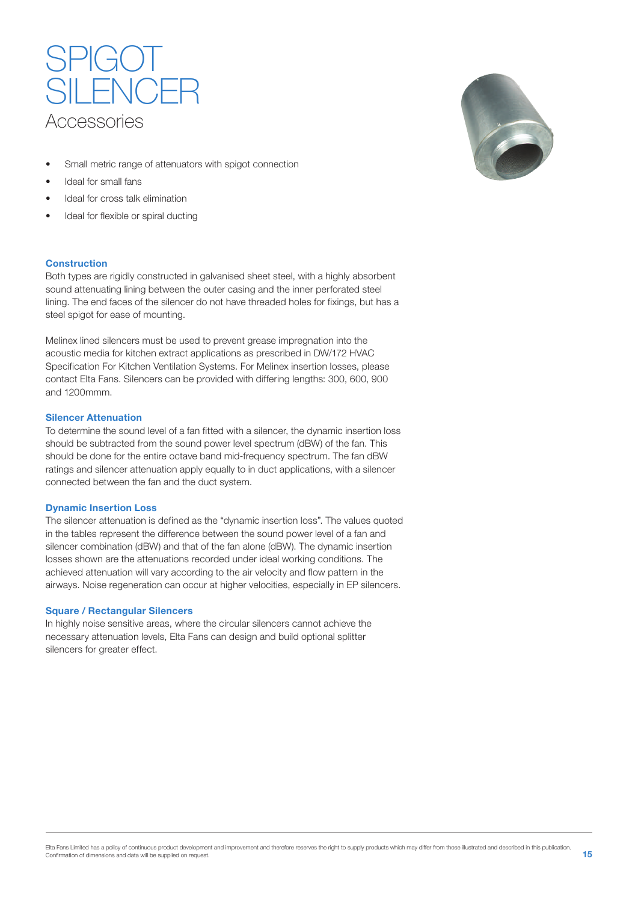# SPIGOT SILENCER

## Accessories

- Small metric range of attenuators with spigot connection
- Ideal for small fans
- Ideal for cross talk elimination
- Ideal for flexible or spiral ducting

### Construction

Both types are rigidly constructed in galvanised sheet steel, with a highly absorbent sound attenuating lining between the outer casing and the inner perforated steel lining. The end faces of the silencer do not have threaded holes for fixings, but has a steel spigot for ease of mounting.

Melinex lined silencers must be used to prevent grease impregnation into the acoustic media for kitchen extract applications as prescribed in DW/172 HVAC Specification For Kitchen Ventilation Systems. For Melinex insertion losses, please contact Elta Fans. Silencers can be provided with differing lengths: 300, 600, 900 and 1200mmm.

### Silencer Attenuation

To determine the sound level of a fan fitted with a silencer, the dynamic insertion loss should be subtracted from the sound power level spectrum (dBW) of the fan. This should be done for the entire octave band mid-frequency spectrum. The fan dBW ratings and silencer attenuation apply equally to in duct applications, with a silencer connected between the fan and the duct system.

### Dynamic Insertion Loss

The silencer attenuation is defined as the "dynamic insertion loss". The values quoted in the tables represent the difference between the sound power level of a fan and silencer combination (dBW) and that of the fan alone (dBW). The dynamic insertion losses shown are the attenuations recorded under ideal working conditions. The achieved attenuation will vary according to the air velocity and flow pattern in the airways. Noise regeneration can occur at higher velocities, especially in EP silencers.

### Square / Rectangular Silencers

In highly noise sensitive areas, where the circular silencers cannot achieve the necessary attenuation levels, Elta Fans can design and build optional splitter silencers for greater effect.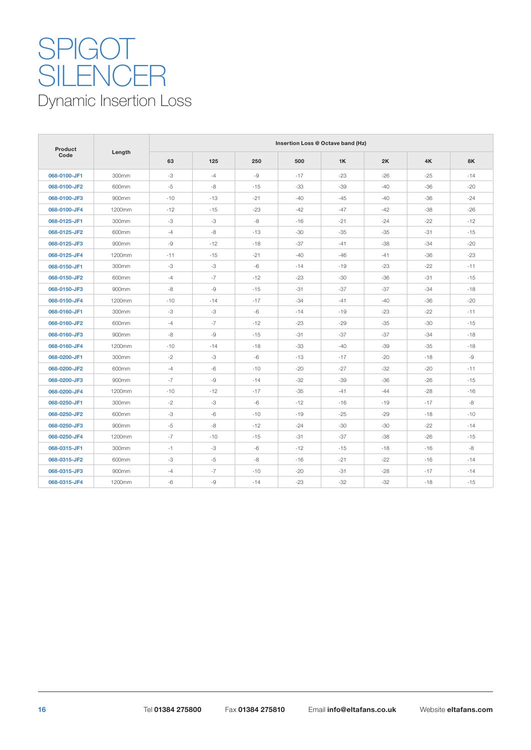# SPIGOT SILENCER

## Dynamic Insertion Loss

| Product Code | Length | Insertion Loss @ Octave band (Hz) | | | | | | | |
|---|---|---|---|---|---|---|---|---|---|
| | | 63 | 125 | 250 | 500 | 1K | 2K | 4K | 8K |
| 068-0100-JF1 | 300mm | -3 | -4 | -9 | -17 | -23 | -26 | -25 | -14 |
| 068-0100-JF2 | 600mm | -5 | -8 | -15 | -33 | -39 | -40 | -36 | -20 |
| 068-0100-JF3 | 900mm | -10 | -13 | -21 | -40 | -45 | -40 | -36 | -24 |
| 068-0100-JF4 | 1200mm | -12 | -15 | -23 | -42 | -47 | -42 | -38 | -26 |
| 068-0125-JF1 | 300mm | -3 | -3 | -8 | -16 | -21 | -24 | -22 | -12 |
| 068-0125-JF2 | 600mm | -4 | -8 | -13 | -30 | -35 | -35 | -31 | -15 |
| 068-0125-JF3 | 900mm | -9 | -12 | -18 | -37 | -41 | -38 | -34 | -20 |
| 068-0125-JF4 | 1200mm | -11 | -15 | -21 | -40 | -46 | -41 | -36 | -23 |
| 068-0150-JF1 | 300mm | -3 | -3 | -6 | -14 | -19 | -23 | -22 | -11 |
| 068-0150-JF2 | 600mm | -4 | -7 | -12 | -23 | -30 | -36 | -31 | -15 |
| 068-0150-JF3 | 900mm | -8 | -9 | -15 | -31 | -37 | -37 | -34 | -18 |
| 068-0150-JF4 | 1200mm | -10 | -14 | -17 | -34 | -41 | -40 | -36 | -20 |
| 068-0160-JF1 | 300mm | -3 | -3 | -6 | -14 | -19 | -23 | -22 | -11 |
| 068-0160-JF2 | 600mm | -4 | -7 | -12 | -23 | -29 | -35 | -30 | -15 |
| 068-0160-JF3 | 900mm | -8 | -9 | -15 | -31 | -37 | -37 | -34 | -18 |
| 068-0160-JF4 | 1200mm | -10 | -14 | -18 | -33 | -40 | -39 | -35 | -18 |
| 068-0200-JF1 | 300mm | -2 | -3 | -6 | -13 | -17 | -20 | -18 | -9 |
| 068-0200-JF2 | 600mm | -4 | -6 | -10 | -20 | -27 | -32 | -20 | -11 |
| 068-0200-JF3 | 900mm | -7 | -9 | -14 | -32 | -39 | -36 | -26 | -15 |
| 068-0200-JF4 | 1200mm | -10 | -12 | -17 | -35 | -41 | -44 | -28 | -16 |
| 068-0250-JF1 | 300mm | -2 | -3 | -6 | -12 | -16 | -19 | -17 | -8 |
| 068-0250-JF2 | 600mm | -3 | -6 | -10 | -19 | -25 | -29 | -18 | -10 |
| 068-0250-JF3 | 900mm | -5 | -8 | -12 | -24 | -30 | -30 | -22 | -14 |
| 068-0250-JF4 | 1200mm | -7 | -10 | -15 | -31 | -37 | -38 | -26 | -15 |
| 068-0315-JF1 | 300mm | -1 | -3 | -6 | -12 | -15 | -18 | -16 | -8 |
| 068-0315-JF2 | 600mm | -3 | -5 | -8 | -16 | -21 | -22 | -16 | -14 |
| 068-0315-JF3 | 900mm | -4 | -7 | -10 | -20 | -31 | -28 | -17 | -14 |
| 068-0315-JF4 | 1200mm | -6 | -9 | -14 | -23 | -32 | -32 | -18 | -15 |

Tel **01384 275800** Fax **01384 275810** Email **info@eltafans.co.uk** Website **eltafans.com**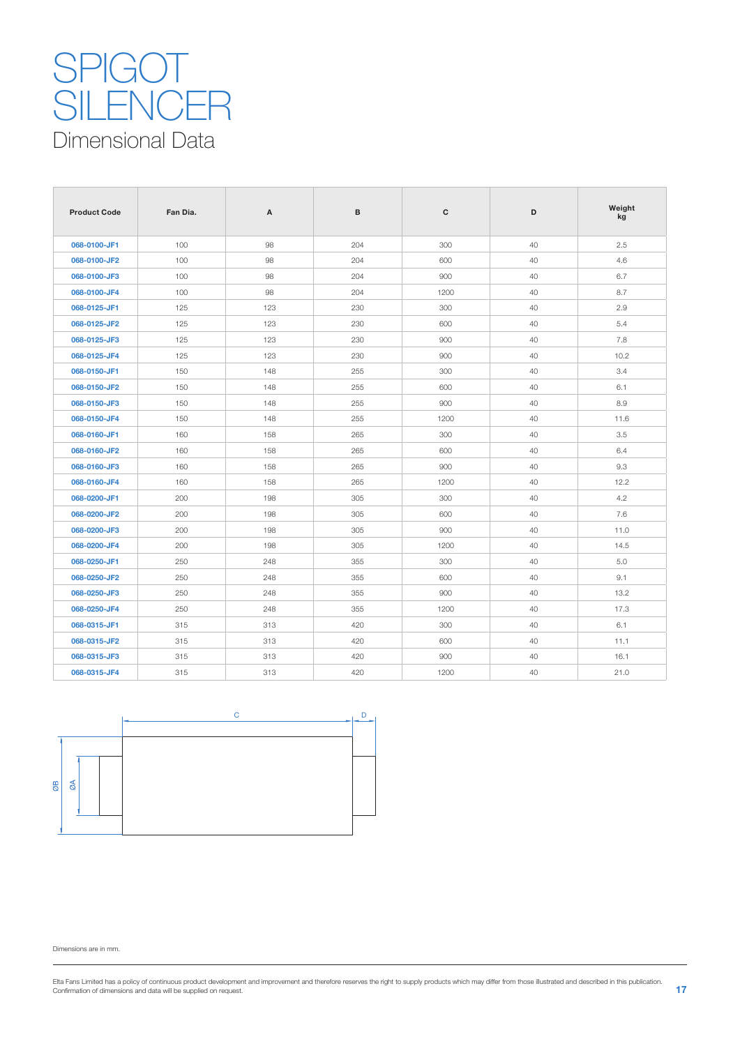# SPIGOT SILENCER

## Dimensional Data

| Product Code | Fan Dia. | A | B | C | D | Weight kg |
|---|---|---|---|---|---|---|
| 068-0100-JF1 | 100 | 98 | 204 | 300 | 40 | 2.5 |
| 068-0100-JF2 | 100 | 98 | 204 | 600 | 40 | 4.6 |
| 068-0100-JF3 | 100 | 98 | 204 | 900 | 40 | 6.7 |
| 068-0100-JF4 | 100 | 98 | 204 | 1200 | 40 | 8.7 |
| 068-0125-JF1 | 125 | 123 | 230 | 300 | 40 | 2.9 |
| 068-0125-JF2 | 125 | 123 | 230 | 600 | 40 | 5.4 |
| 068-0125-JF3 | 125 | 123 | 230 | 900 | 40 | 7.8 |
| 068-0125-JF4 | 125 | 123 | 230 | 900 | 40 | 10.2 |
| 068-0150-JF1 | 150 | 148 | 255 | 300 | 40 | 3.4 |
| 068-0150-JF2 | 150 | 148 | 255 | 600 | 40 | 6.1 |
| 068-0150-JF3 | 150 | 148 | 255 | 900 | 40 | 8.9 |
| 068-0150-JF4 | 150 | 148 | 255 | 1200 | 40 | 11.6 |
| 068-0160-JF1 | 160 | 158 | 265 | 300 | 40 | 3.5 |
| 068-0160-JF2 | 160 | 158 | 265 | 600 | 40 | 6.4 |
| 068-0160-JF3 | 160 | 158 | 265 | 900 | 40 | 9.3 |
| 068-0160-JF4 | 160 | 158 | 265 | 1200 | 40 | 12.2 |
| 068-0200-JF1 | 200 | 198 | 305 | 300 | 40 | 4.2 |
| 068-0200-JF2 | 200 | 198 | 305 | 600 | 40 | 7.6 |
| 068-0200-JF3 | 200 | 198 | 305 | 900 | 40 | 11.0 |
| 068-0200-JF4 | 200 | 198 | 305 | 1200 | 40 | 14.5 |
| 068-0250-JF1 | 250 | 248 | 355 | 300 | 40 | 5.0 |
| 068-0250-JF2 | 250 | 248 | 355 | 600 | 40 | 9.1 |
| 068-0250-JF3 | 250 | 248 | 355 | 900 | 40 | 13.2 |
| 068-0250-JF4 | 250 | 248 | 355 | 1200 | 40 | 17.3 |
| 068-0315-JF1 | 315 | 313 | 420 | 300 | 40 | 6.1 |
| 068-0315-JF2 | 315 | 313 | 420 | 600 | 40 | 11.1 |
| 068-0315-JF3 | 315 | 313 | 420 | 900 | 40 | 16.1 |
| 068-0315-JF4 | 315 | 313 | 420 | 1200 | 40 | 21.0 |

C D ØB ØA

Dimensions are in mm.

Elta Fans Limited has a policy of continuous product development and improvement and therefore reserves the right to supply products which may differ from those illustrated and described in this publication. Confirmation of dimensions and data will be supplied on request.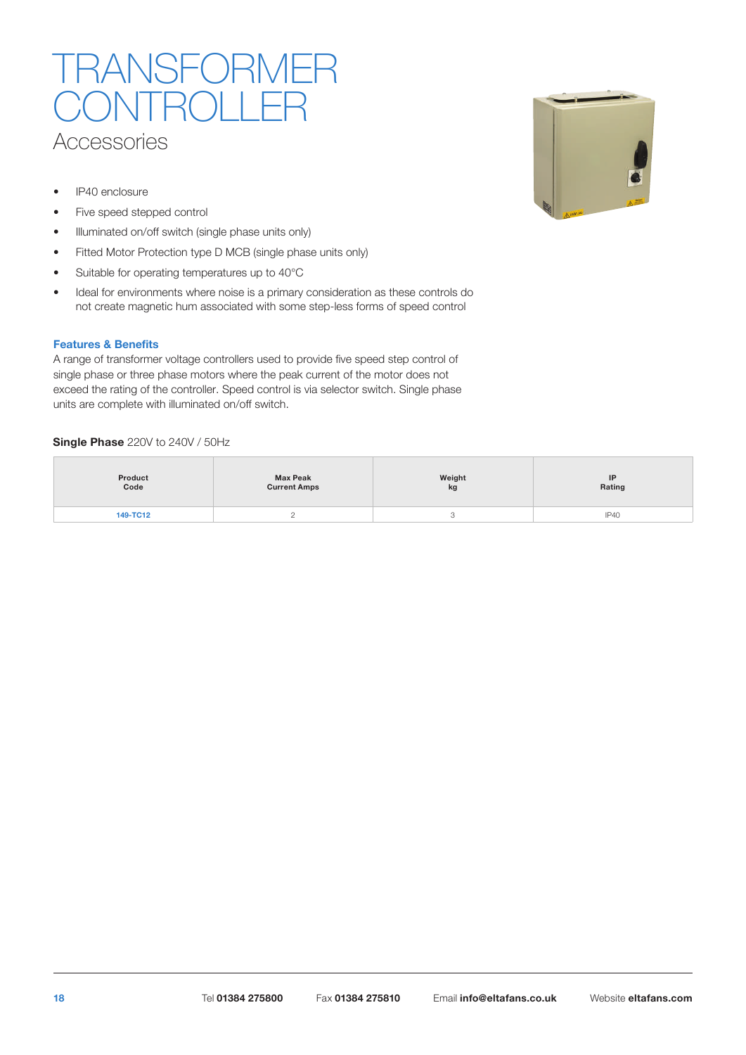# TRANSFORMER CONTROLLER

## Accessories

- IP40 enclosure
- Five speed stepped control
- Illuminated on/off switch (single phase units only)
- Fitted Motor Protection type D MCB (single phase units only)
- Suitable for operating temperatures up to 40°C
- Ideal for environments where noise is a primary consideration as these controls do not create magnetic hum associated with some step-less forms of speed control

### Features & Benefits

A range of transformer voltage controllers used to provide five speed step control of single phase or three phase motors where the peak current of the motor does not exceed the rating of the controller. Speed control is via selector switch. Single phase units are complete with illuminated on/off switch.

**Single Phase** 220V to 240V / 50Hz

| Product Code | Max Peak Current Amps | Weight kg | IP Rating |
|---|---|---|---|
| 149-TC12 | 2 | 3 | IP40 |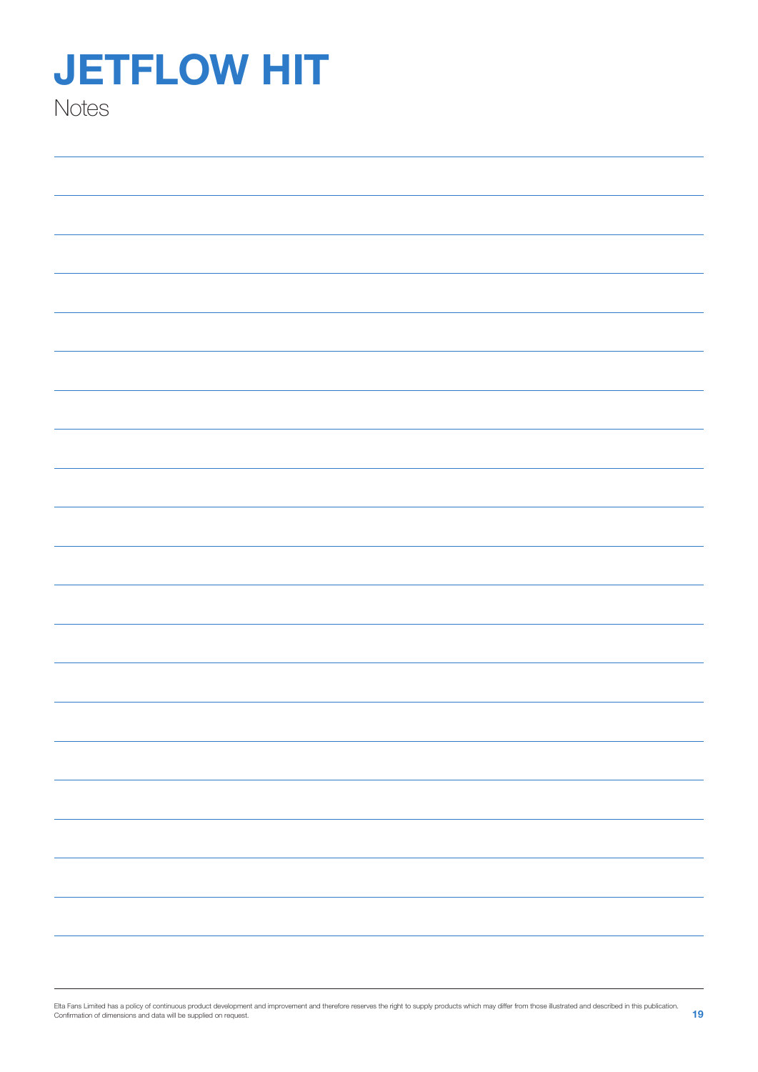# JETFLOW HIT

Notes

Elta Fans Limited has a policy of continuous product development and improvement and therefore reserves the right to supply products which may differ from those illustrated and described in this publication. Confirmation of dimensions and data will be supplied on request.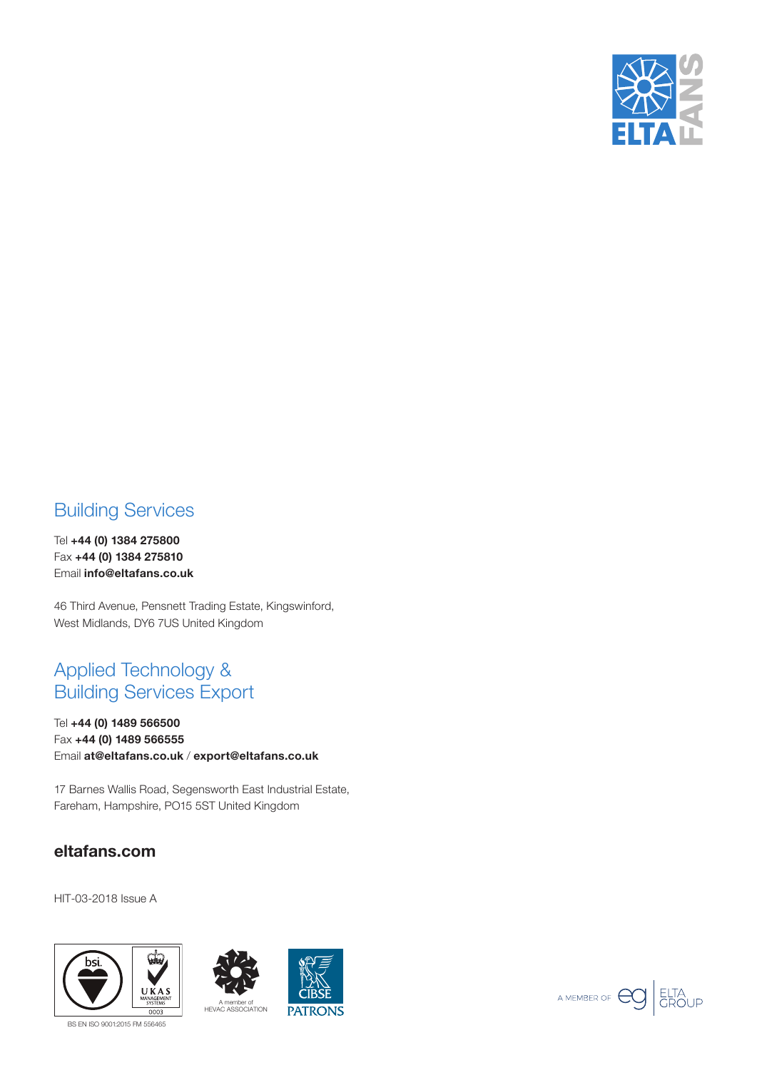## Building Services

Tel **+44 (0) 1384 275800**
Fax **+44 (0) 1384 275810**
Email **info@eltafans.co.uk**

46 Third Avenue, Pensnett Trading Estate, Kingswinford,
West Midlands, DY6 7US United Kingdom

## Applied Technology & Building Services Export

Tel **+44 (0) 1489 566500**
Fax **+44 (0) 1489 566555**
Email **at@eltafans.co.uk** / **export@eltafans.co.uk**

17 Barnes Wallis Road, Segensworth East Industrial Estate,
Fareham, Hampshire, PO15 5ST United Kingdom

### eltafans.com

HIT-03-2018 Issue A

BS EN ISO 9001:2015 FM 556465

A member of HEVAC ASSOCIATION

CIBSE PATRONS

A MEMBER OF eg ELTA GROUP